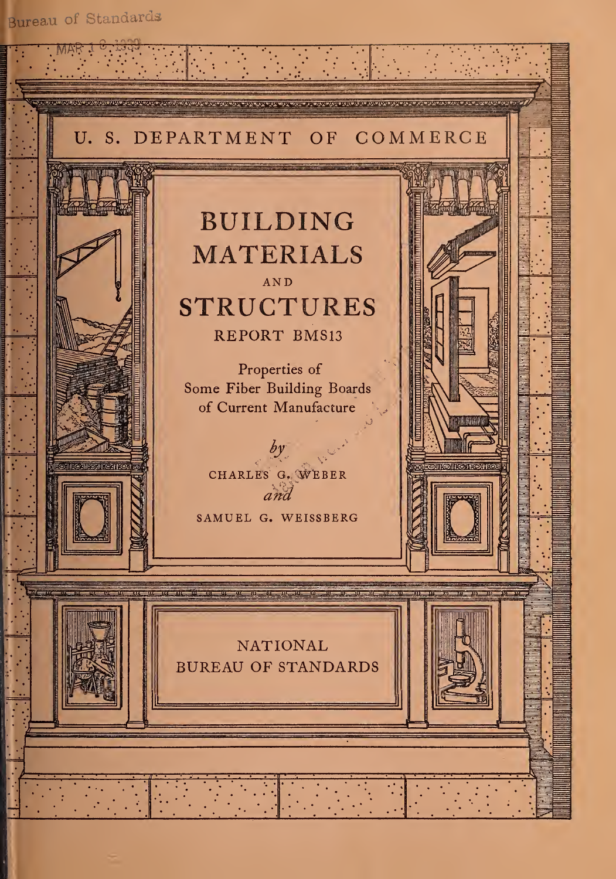Bureau of Standards

MAR 1 8 1939

U. S. DEPARTMENT OF COMMERCE

# BUILDING MATERIALS AND STRUCTURES

## REPORT BMS13

Properties of Some Fiber Building Boards of Current Manufacture

*by*

CHARLES G. WEBER

*and*

SAMUEL G. WEISSBERG

NATIONAL BUREAU OF STANDARDS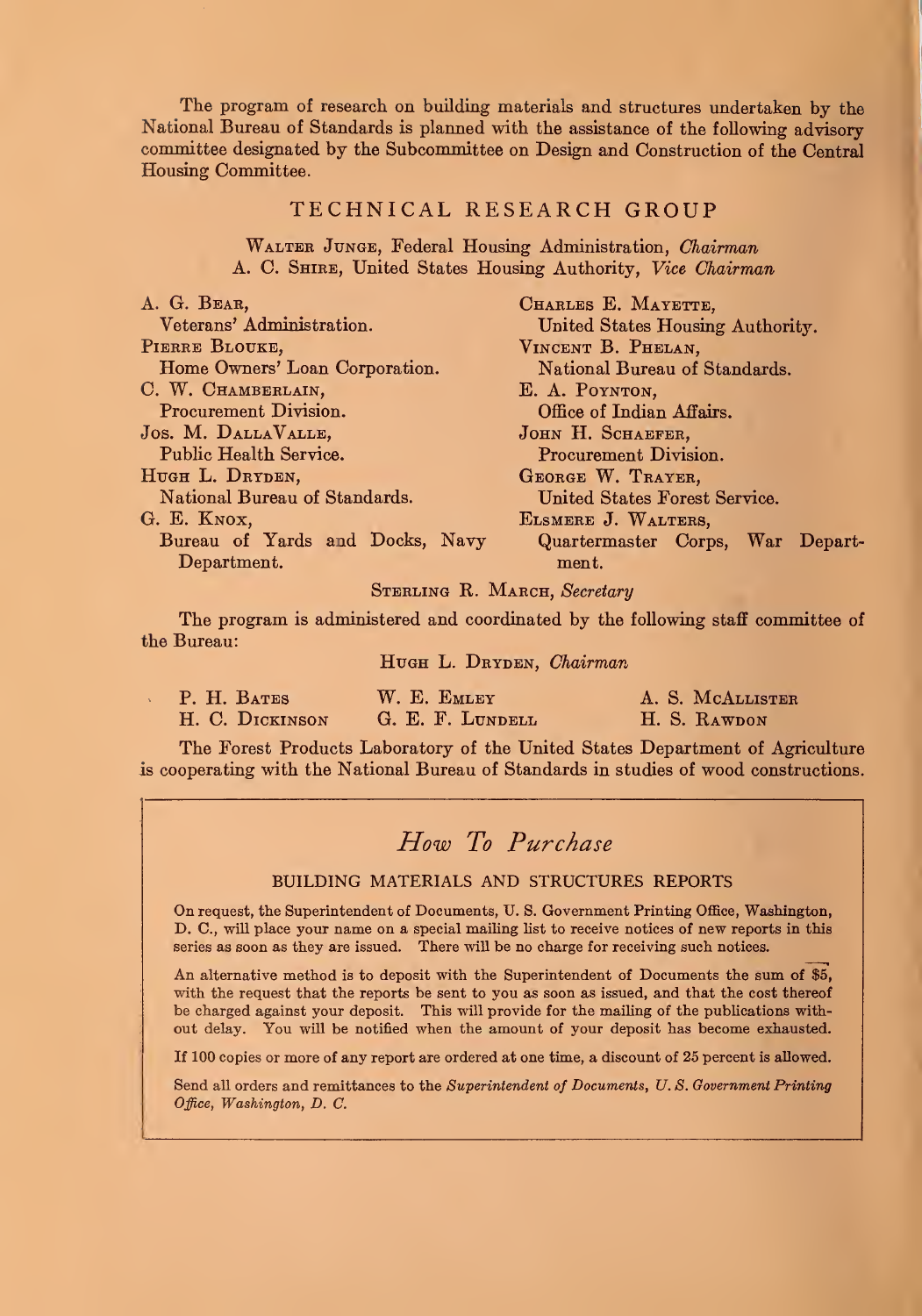The program of research on building materials and structures undertaken by the National Bureau of Standards is planned with the assistance of the following advisory committee designated by the Subcommittee on Design and Construction of the Central Housing Committee.

## TECHNICAL RESEARCH GROUP

Walter Junge, Federal Housing Administration, *Chairman*
A. C. Shire, United States Housing Authority, *Vice Chairman*

A. G. Bear,
Veterans' Administration.

Pierre Blouke,
Home Owners' Loan Corporation.

C. W. Chamberlain,
Procurement Division.

Jos. M. DallaValle,
Public Health Service.

Hugh L. Dryden,
National Bureau of Standards.

G. E. Knox,
Bureau of Yards and Docks, Navy Department.

Charles E. Mayette,
United States Housing Authority.

Vincent B. Phelan,
National Bureau of Standards.

E. A. Poynton,
Office of Indian Affairs.

John H. Schaefer,
Procurement Division.

George W. Trayer,
United States Forest Service.

Elsmere J. Walters,
Quartermaster Corps, War Department.

Sterling R. March, *Secretary*

The program is administered and coordinated by the following staff committee of the Bureau:

Hugh L. Dryden, *Chairman*

P. H. Bates
H. C. Dickinson
W. E. Emley
G. E. F. Lundell
A. S. McAllister
H. S. Rawdon

The Forest Products Laboratory of the United States Department of Agriculture is cooperating with the National Bureau of Standards in studies of wood constructions.

## *How To Purchase*

### BUILDING MATERIALS AND STRUCTURES REPORTS

On request, the Superintendent of Documents, U. S. Government Printing Office, Washington, D. C., will place your name on a special mailing list to receive notices of new reports in this series as soon as they are issued. There will be no charge for receiving such notices.

An alternative method is to deposit with the Superintendent of Documents the sum of $5, with the request that the reports be sent to you as soon as issued, and that the cost thereof be charged against your deposit. This will provide for the mailing of the publications without delay. You will be notified when the amount of your deposit has become exhausted.

If 100 copies or more of any report are ordered at one time, a discount of 25 percent is allowed.

Send all orders and remittances to the *Superintendent of Documents, U. S. Government Printing Office, Washington, D. C.*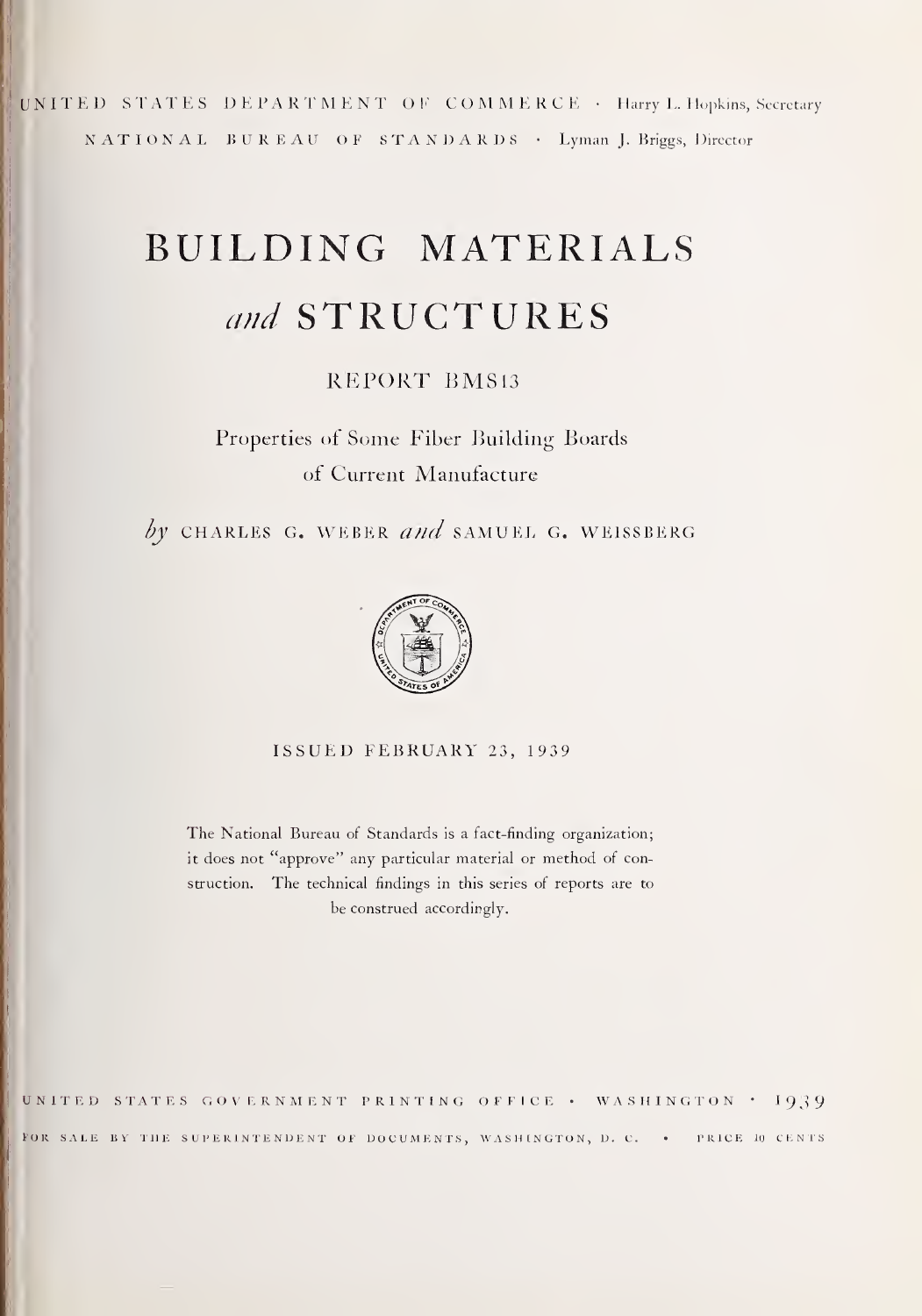UNITED STATES DEPARTMENT OF COMMERCE · Harry L. Hopkins, Secretary

NATIONAL BUREAU OF STANDARDS · Lyman J. Briggs, Director

# BUILDING MATERIALS *and* STRUCTURES

## REPORT BMS13

### Properties of Some Fiber Building Boards of Current Manufacture

*by* CHARLES G. WEBER *and* SAMUEL G. WEISSBERG

ISSUED FEBRUARY 23, 1939

The National Bureau of Standards is a fact-finding organization; it does not "approve" any particular material or method of construction. The technical findings in this series of reports are to be construed accordingly.

UNITED STATES GOVERNMENT PRINTING OFFICE · WASHINGTON · 1939

FOR SALE BY THE SUPERINTENDENT OF DOCUMENTS, WASHINGTON, D. C. · PRICE 10 CENTS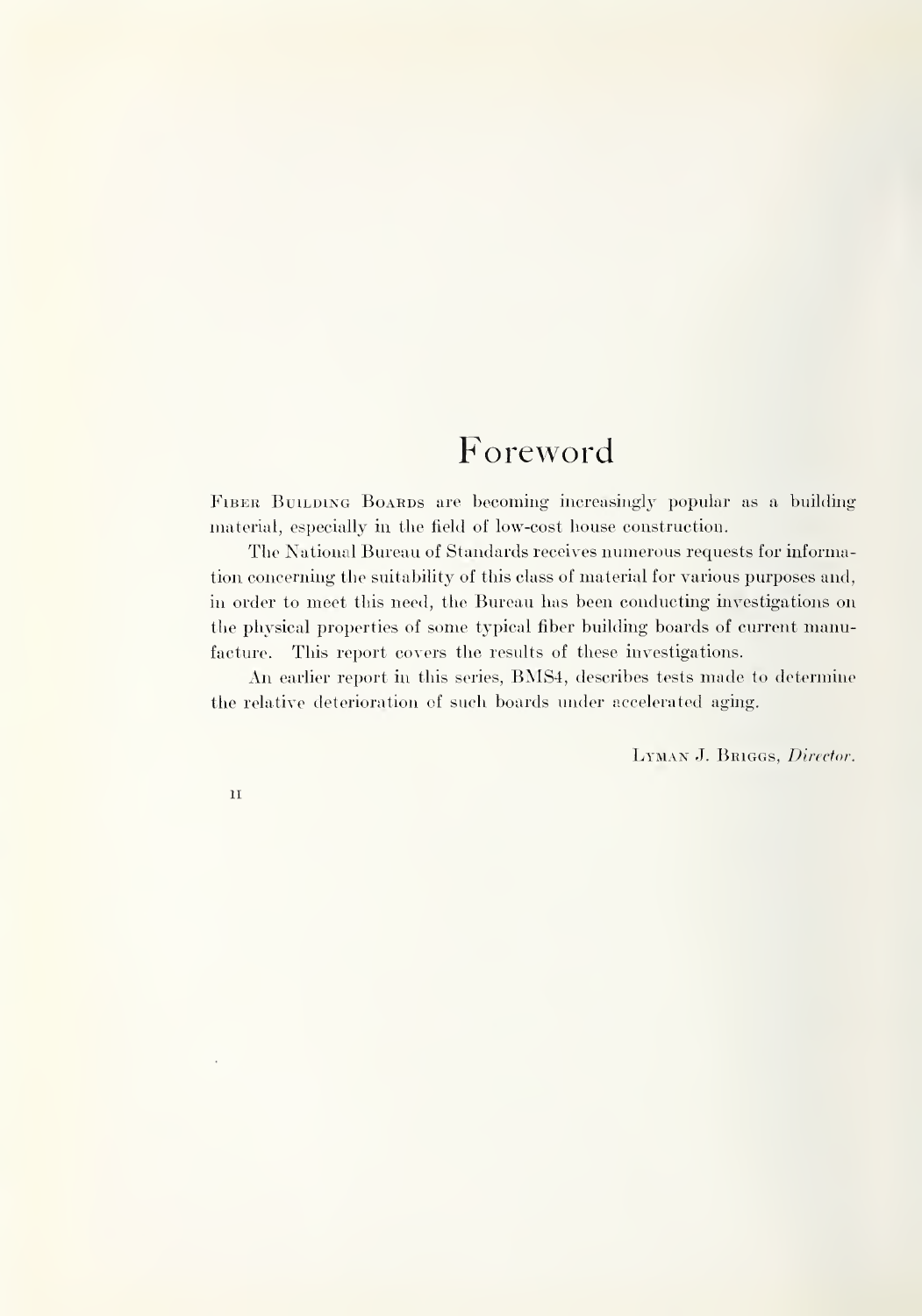# Foreword

Fiber Building Boards are becoming increasingly popular as a building material, especially in the field of low-cost house construction.

The National Bureau of Standards receives numerous requests for information concerning the suitability of this class of material for various purposes and, in order to meet this need, the Bureau has been conducting investigations on the physical properties of some typical fiber building boards of current manufacture. This report covers the results of these investigations.

An earlier report in this series, BMS4, describes tests made to determine the relative deterioration of such boards under accelerated aging.

Lyman J. Briggs, *Director.*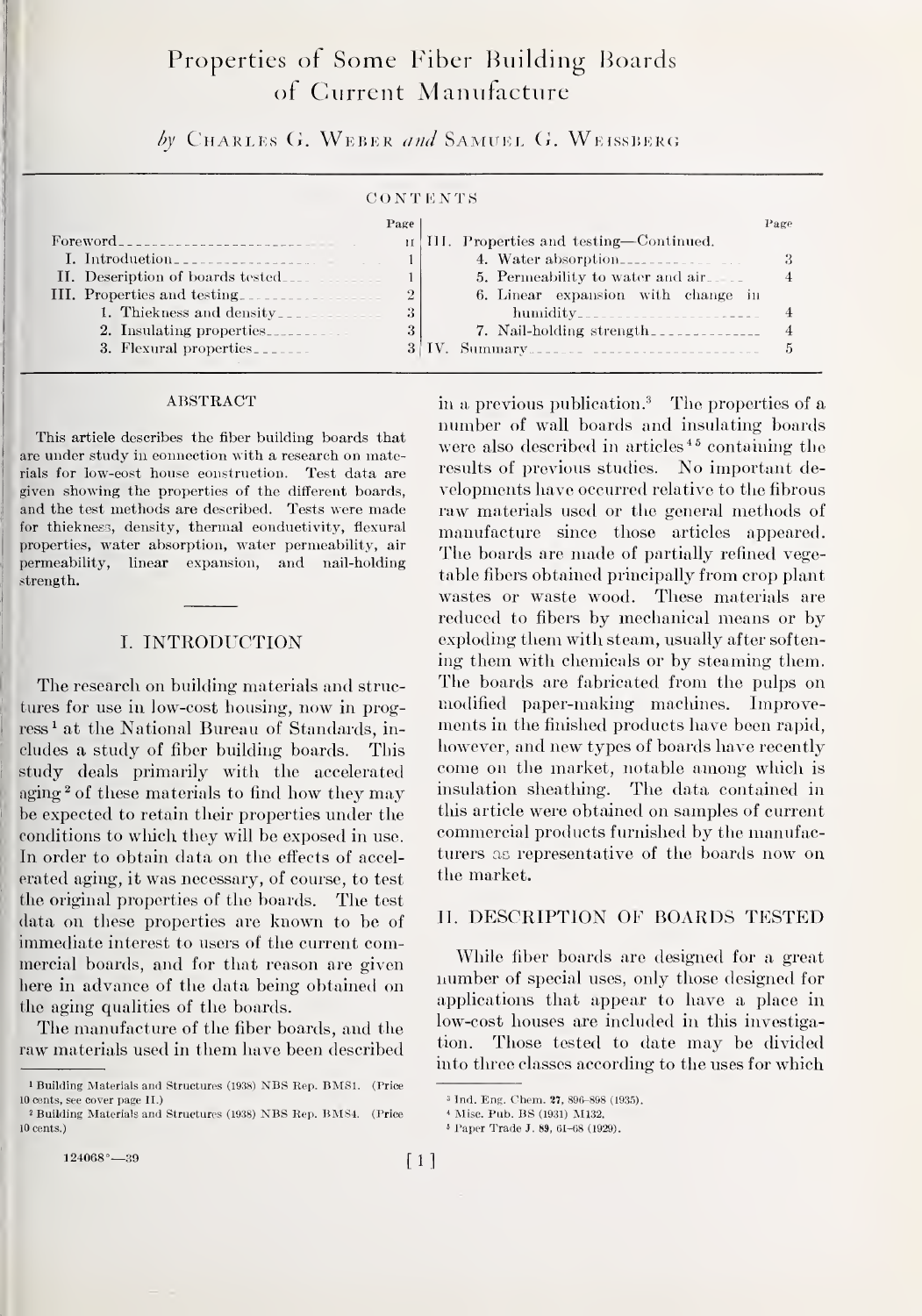# Properties of Some Fiber Building Boards of Current Manufacture

*by* Charles G. Weber *and* Samuel G. Weissberg

CONTENTS

| | Page | | Page |
|---|---|---|---|
| Foreword | II | III. Properties and testing—Continued. | |
| I. Introduction | 1 | 4. Water absorption | 3 |
| II. Description of boards tested | 1 | 5. Permeability to water and air | 4 |
| III. Properties and testing | 2 | 6. Linear expansion with change in humidity | 4 |
| 1. Thickness and density | 3 | 7. Nail-holding strength | 4 |
| 2. Insulating properties | 3 | IV. Summary | 5 |
| 3. Flexural properties | 3 | | |

## ABSTRACT

This article describes the fiber building boards that are under study in connection with a research on materials for low-cost house construction. Test data are given showing the properties of the different boards, and the test methods are described. Tests were made for thickness, density, thermal conductivity, flexural properties, water absorption, water permeability, air permeability, linear expansion, and nail-holding strength.

## I. INTRODUCTION

The research on building materials and structures for use in low-cost housing, now in progress[1] at the National Bureau of Standards, includes a study of fiber building boards. This study deals primarily with the accelerated aging[2] of these materials to find how they may be expected to retain their properties under the conditions to which they will be exposed in use. In order to obtain data on the effects of accelerated aging, it was necessary, of course, to test the original properties of the boards. The test data on these properties are known to be of immediate interest to users of the current commercial boards, and for that reason are given here in advance of the data being obtained on the aging qualities of the boards.

The manufacture of the fiber boards, and the raw materials used in them have been described in a previous publication.[3] The properties of a number of wall boards and insulating boards were also described in articles[4,5] containing the results of previous studies. No important developments have occurred relative to the fibrous raw materials used or the general methods of manufacture since those articles appeared. The boards are made of partially refined vegetable fibers obtained principally from crop plant wastes or waste wood. These materials are reduced to fibers by mechanical means or by exploding them with steam, usually after softening them with chemicals or by steaming them. The boards are fabricated from the pulps on modified paper-making machines. Improvements in the finished products have been rapid, however, and new types of boards have recently come on the market, notable among which is insulation sheathing. The data contained in this article were obtained on samples of current commercial products furnished by the manufacturers as representative of the boards now on the market.

## II. DESCRIPTION OF BOARDS TESTED

While fiber boards are designed for a great number of special uses, only those designed for applications that appear to have a place in low-cost houses are included in this investigation. Those tested to date may be divided into three classes according to the uses for which

---

[1] Building Materials and Structures (1938) NBS Rep. BMS1. (Price 10 cents, see cover page II.)

[2] Building Materials and Structures (1938) NBS Rep. BMS4. (Price 10 cents.)

[3] Ind. Eng. Chem. 27, 896–898 (1935).

[4] Misc. Pub. BS (1931) M132.

[5] Paper Trade J. 89, 61–68 (1929).

124068°—39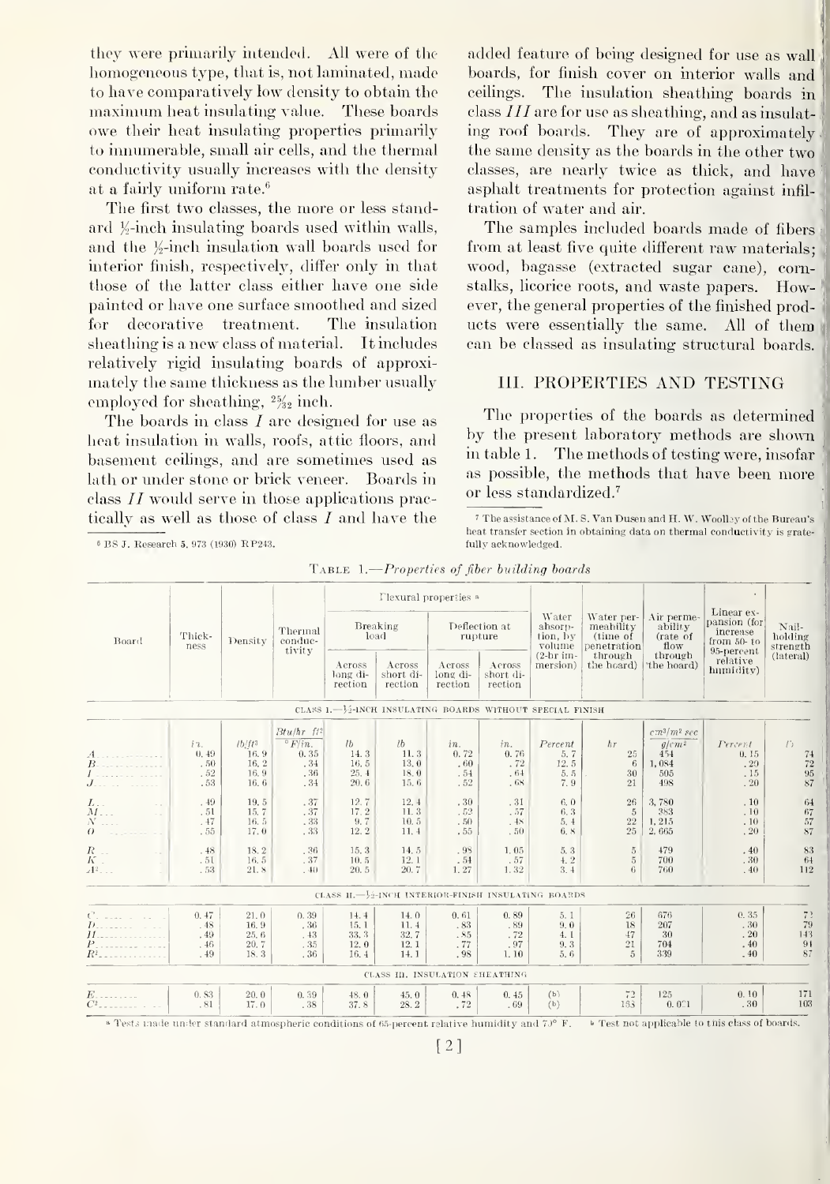they were primarily intended. All were of the homogeneous type, that is, not laminated, made to have comparatively low density to obtain the maximum heat insulating value. These boards owe their heat insulating properties primarily to innumerable, small air cells, and the thermal conductivity usually increases with the density at a fairly uniform rate.[6]

The first two classes, the more or less standard ½-inch insulating boards used within walls, and the ½-inch insulation wall boards used for interior finish, respectively, differ only in that those of the latter class either have one side painted or have one surface smoothed and sized for decorative treatment. The insulation sheathing is a new class of material. It includes relatively rigid insulating boards of approximately the same thickness as the lumber usually employed for sheathing, 25/32 inch.

The boards in class *I* are designed for use as heat insulation in walls, roofs, attic floors, and basement ceilings, and are sometimes used as lath or under stone or brick veneer. Boards in class *II* would serve in those applications practically as well as those of class *I* and have the added feature of being designed for use as wall boards, for finish cover on interior walls and ceilings. The insulation sheathing boards in class *III* are for use as sheathing, and as insulating roof boards. They are of approximately the same density as the boards in the other two classes, are nearly twice as thick, and have asphalt treatments for protection against infiltration of water and air.

The samples included boards made of fibers from at least five quite different raw materials; wood, bagasse (extracted sugar cane), cornstalks, licorice roots, and waste papers. However, the general properties of the finished products were essentially the same. All of them can be classed as insulating structural boards.

## III. PROPERTIES AND TESTING

The properties of the boards as determined by the present laboratory methods are shown in table 1. The methods of testing were, insofar as possible, the methods that have been more or less standardized.[7]

[6] BS J. Research 5, 973 (1930) RP243.

[7] The assistance of M. S. Van Dusen and H. W. Woolley of the Bureau's heat transfer section in obtaining data on thermal conductivity is gratefully acknowledged.

TABLE 1.—*Properties of fiber building boards*

| Board | Thickness | Density | Thermal conductivity | Flexural properties [a]: Breaking load, Across long direction | Breaking load, Across short direction | Deflection at rupture, Across long direction | Deflection at rupture, Across short direction | Water absorption, by volume (2-hr immersion) | Water permeability (time of penetration through the board) | Air permeability (rate of flow through the board) | Linear expansion (for increase from 50- to 95-percent relative humidity) | Nail-holding strength (lateral) |
|---|---|---|---|---|---|---|---|---|---|---|---|---|
| | *in.* | *lb/ft³* | *Btu/hr ft² °F/in.* | *lb* | *lb* | *in.* | *in.* | *Percent* | *hr* | *cm³/m² sec g/cm²* | *Percent* | *lb* |
| | | | | CLASS I.—½-INCH INSULATING BOARDS WITHOUT SPECIAL FINISH | | | | | | | | |
| A | 0.49 | 16.9 | 0.35 | 14.3 | 11.3 | 0.72 | 0.76 | 5.7 | 25 | 454 | 0.15 | 74 |
| B | .50 | 16.2 | .34 | 16.5 | 13.0 | .60 | .72 | 12.5 | 6 | 1,084 | .20 | 72 |
| I | .52 | 16.9 | .36 | 25.4 | 18.0 | .54 | .64 | 5.5 | 30 | 505 | .15 | 95 |
| J | .53 | 16.6 | .34 | 20.6 | 15.6 | .52 | .68 | 7.9 | 21 | 498 | .20 | 87 |
| L | .49 | 19.5 | .37 | 12.7 | 12.4 | .30 | .31 | 6.0 | 26 | 3,780 | .10 | 64 |
| M | .51 | 15.7 | .37 | 17.2 | 11.3 | .52 | .57 | 6.3 | 5 | 383 | .10 | 67 |
| N | .47 | 16.5 | .33 | 9.7 | 10.5 | .50 | .48 | 5.4 | 22 | 1,215 | .10 | 57 |
| O | .55 | 17.0 | .33 | 12.2 | 11.4 | .55 | .50 | 6.8 | 25 | 2,665 | .20 | 87 |
| R | .48 | 18.2 | .36 | 15.3 | 14.5 | .98 | 1.05 | 5.3 | 5 | 479 | .40 | 83 |
| K | .51 | 16.5 | .37 | 10.5 | 12.1 | .54 | .57 | 4.2 | 5 | 700 | .30 | 64 |
| A² | .53 | 21.8 | .40 | 20.5 | 20.7 | 1.27 | 1.32 | 3.4 | 6 | 760 | .40 | 112 |
| | | | | CLASS II.—½-INCH INTERIOR-FINISH INSULATING BOARDS | | | | | | | | |
| C | 0.47 | 21.0 | 0.39 | 14.4 | 14.0 | 0.61 | 0.89 | 5.1 | 26 | 676 | 0.35 | 73 |
| D | .48 | 16.9 | .36 | 15.1 | 11.4 | .83 | .89 | 9.0 | 18 | 207 | .30 | 79 |
| H | .49 | 25.6 | .43 | 33.3 | 32.7 | .85 | .72 | 4.1 | 47 | 30 | .20 | 143 |
| P | .46 | 20.7 | .35 | 12.0 | 12.1 | .77 | .97 | 9.3 | 21 | 704 | .40 | 91 |
| R² | .49 | 18.3 | .36 | 16.4 | 14.1 | .98 | 1.10 | 5.6 | 5 | 339 | .40 | 87 |
| | | | | CLASS III. INSULATION SHEATHING | | | | | | | | |
| E | 0.83 | 20.0 | 0.39 | 48.0 | 45.0 | 0.48 | 0.45 | (b) | 72 | 125 | 0.10 | 171 |
| C² | .81 | 17.0 | .38 | 37.8 | 28.2 | .72 | .69 | (b) | 168 | 0.001 | .30 | 103 |

[a] Tests made under standard atmospheric conditions of 65-percent relative humidity and 70° F.
[b] Test not applicable to this class of boards.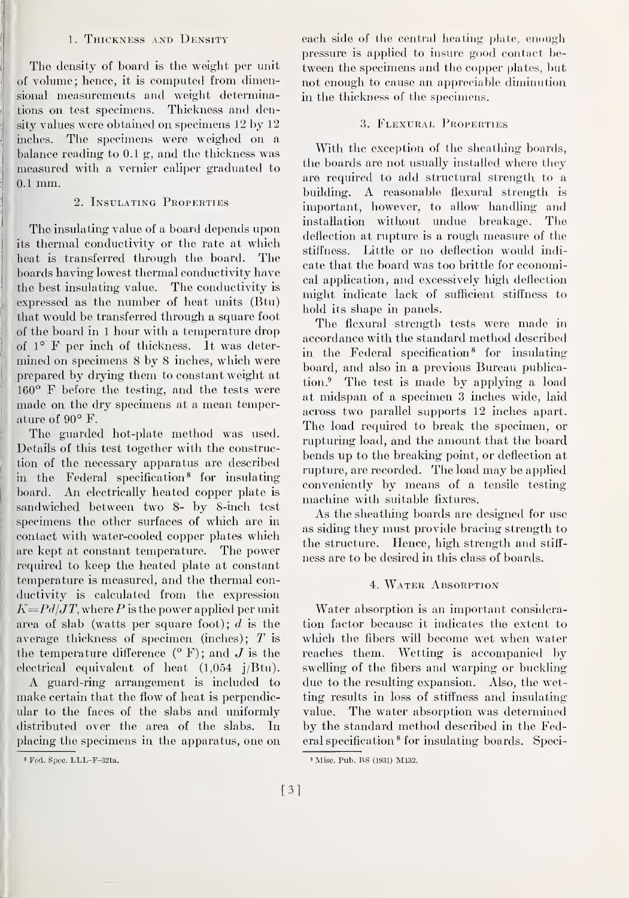### 1. Thickness and Density

The density of board is the weight per unit of volume; hence, it is computed from dimensional measurements and weight determinations on test specimens. Thickness and density values were obtained on specimens 12 by 12 inches. The specimens were weighed on a balance reading to 0.1 g, and the thickness was measured with a vernier caliper graduated to 0.1 mm.

### 2. Insulating Properties

The insulating value of a board depends upon its thermal conductivity or the rate at which heat is transferred through the board. The boards having lowest thermal conductivity have the best insulating value. The conductivity is expressed as the number of heat units (Btu) that would be transferred through a square foot of the board in 1 hour with a temperature drop of 1° F per inch of thickness. It was determined on specimens 8 by 8 inches, which were prepared by drying them to constant weight at 160° F before the testing, and the tests were made on the dry specimens at a mean temperature of 90° F.

The guarded hot-plate method was used. Details of this test together with the construction of the necessary apparatus are described in the Federal specification[8] for insulating board. An electrically heated copper plate is sandwiched between two 8- by 8-inch test specimens the other surfaces of which are in contact with water-cooled copper plates which are kept at constant temperature. The power required to keep the heated plate at constant temperature is measured, and the thermal conductivity is calculated from the expression $K=Pd/JT$, where $P$ is the power applied per unit area of slab (watts per square foot); $d$ is the average thickness of specimen (inches); $T$ is the temperature difference (° F); and $J$ is the electrical equivalent of heat (1,054 j/Btu).

A guard-ring arrangement is included to make certain that the flow of heat is perpendicular to the faces of the slabs and uniformly distributed over the area of the slabs. In placing the specimens in the apparatus, one on each side of the central heating plate, enough pressure is applied to insure good contact between the specimens and the copper plates, but not enough to cause an appreciable diminution in the thickness of the specimens.

### 3. Flexural Properties

With the exception of the sheathing boards, the boards are not usually installed where they are required to add structural strength to a building. A reasonable flexural strength is important, however, to allow handling and installation without undue breakage. The deflection at rupture is a rough measure of the stiffness. Little or no deflection would indicate that the board was too brittle for economical application, and excessively high deflection might indicate lack of sufficient stiffness to hold its shape in panels.

The flexural strength tests were made in accordance with the standard method described in the Federal specification[8] for insulating board, and also in a previous Bureau publication.[9] The test is made by applying a load at midspan of a specimen 3 inches wide, laid across two parallel supports 12 inches apart. The load required to break the specimen, or rupturing load, and the amount that the board bends up to the breaking point, or deflection at rupture, are recorded. The load may be applied conveniently by means of a tensile testing machine with suitable fixtures.

As the sheathing boards are designed for use as siding they must provide bracing strength to the structure. Hence, high strength and stiffness are to be desired in this class of boards.

### 4. Water Absorption

Water absorption is an important consideration factor because it indicates the extent to which the fibers will become wet when water reaches them. Wetting is accompanied by swelling of the fibers and warping or buckling due to the resulting expansion. Also, the wetting results in loss of stiffness and insulating value. The water absorption was determined by the standard method described in the Federal specification[8] for insulating boards. Speci-

[8] Fed. Spec. LLL-F-321a.

[9] Misc. Pub. BS (1931) M132.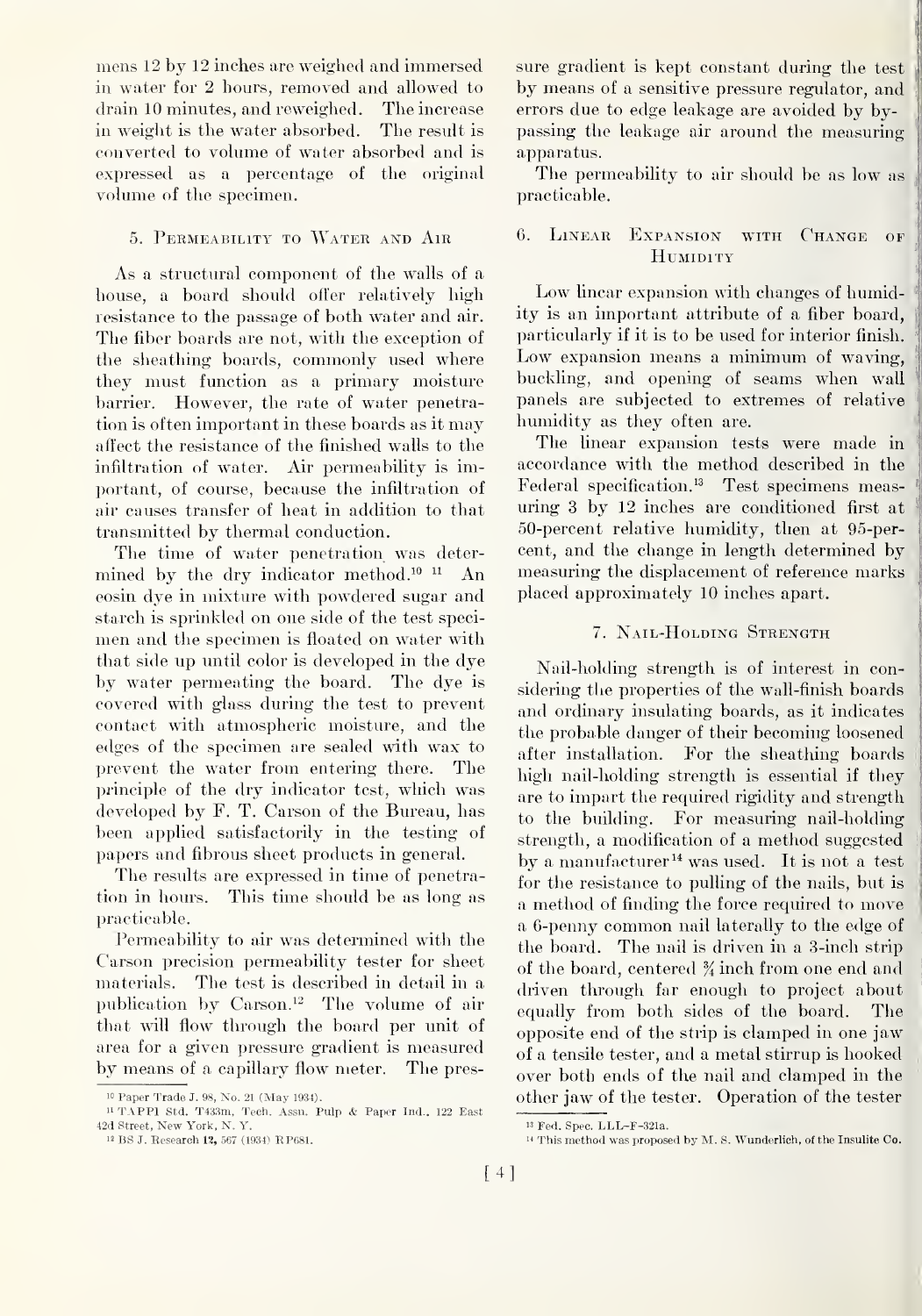mens 12 by 12 inches are weighed and immersed in water for 2 hours, removed and allowed to drain 10 minutes, and reweighed. The increase in weight is the water absorbed. The result is converted to volume of water absorbed and is expressed as a percentage of the original volume of the specimen.

## 5. Permeability to Water and Air

As a structural component of the walls of a house, a board should offer relatively high resistance to the passage of both water and air. The fiber boards are not, with the exception of the sheathing boards, commonly used where they must function as a primary moisture barrier. However, the rate of water penetration is often important in these boards as it may affect the resistance of the finished walls to the infiltration of water. Air permeability is important, of course, because the infiltration of air causes transfer of heat in addition to that transmitted by thermal conduction.

The time of water penetration was determined by the dry indicator method.[10] [11] An eosin dye in mixture with powdered sugar and starch is sprinkled on one side of the test specimen and the specimen is floated on water with that side up until color is developed in the dye by water permeating the board. The dye is covered with glass during the test to prevent contact with atmospheric moisture, and the edges of the specimen are sealed with wax to prevent the water from entering there. The principle of the dry indicator test, which was developed by F. T. Carson of the Bureau, has been applied satisfactorily in the testing of papers and fibrous sheet products in general.

The results are expressed in time of penetration in hours. This time should be as long as practicable.

Permeability to air was determined with the Carson precision permeability tester for sheet materials. The test is described in detail in a publication by Carson.[12] The volume of air that will flow through the board per unit of area for a given pressure gradient is measured by means of a capillary flow meter. The pressure gradient is kept constant during the test by means of a sensitive pressure regulator, and errors due to edge leakage are avoided by bypassing the leakage air around the measuring apparatus.

The permeability to air should be as low as practicable.

## 6. Linear Expansion with Change of Humidity

Low linear expansion with changes of humidity is an important attribute of a fiber board, particularly if it is to be used for interior finish. Low expansion means a minimum of waving, buckling, and opening of seams when wall panels are subjected to extremes of relative humidity as they often are.

The linear expansion tests were made in accordance with the method described in the Federal specification.[13] Test specimens measuring 3 by 12 inches are conditioned first at 50-percent relative humidity, then at 95-percent, and the change in length determined by measuring the displacement of reference marks placed approximately 10 inches apart.

## 7. Nail-Holding Strength

Nail-holding strength is of interest in considering the properties of the wall-finish boards and ordinary insulating boards, as it indicates the probable danger of their becoming loosened after installation. For the sheathing boards high nail-holding strength is essential if they are to impart the required rigidity and strength to the building. For measuring nail-holding strength, a modification of a method suggested by a manufacturer[14] was used. It is not a test for the resistance to pulling of the nails, but is a method of finding the force required to move a 6-penny common nail laterally to the edge of the board. The nail is driven in a 3-inch strip of the board, centered ¾ inch from one end and driven through far enough to project about equally from both sides of the board. The opposite end of the strip is clamped in one jaw of a tensile tester, and a metal stirrup is hooked over both ends of the nail and clamped in the other jaw of the tester. Operation of the tester

---

[10] Paper Trade J. 98, No. 21 (May 1934).

[11] TAPPI Std. T433m, Tech. Assn. Pulp & Paper Ind., 122 East 42d Street, New York, N. Y.

[12] BS J. Research 12, 567 (1934) RP681.

[13] Fed. Spec. LLL-F-321a.

[14] This method was proposed by M. S. Wunderlich, of the Insulite Co.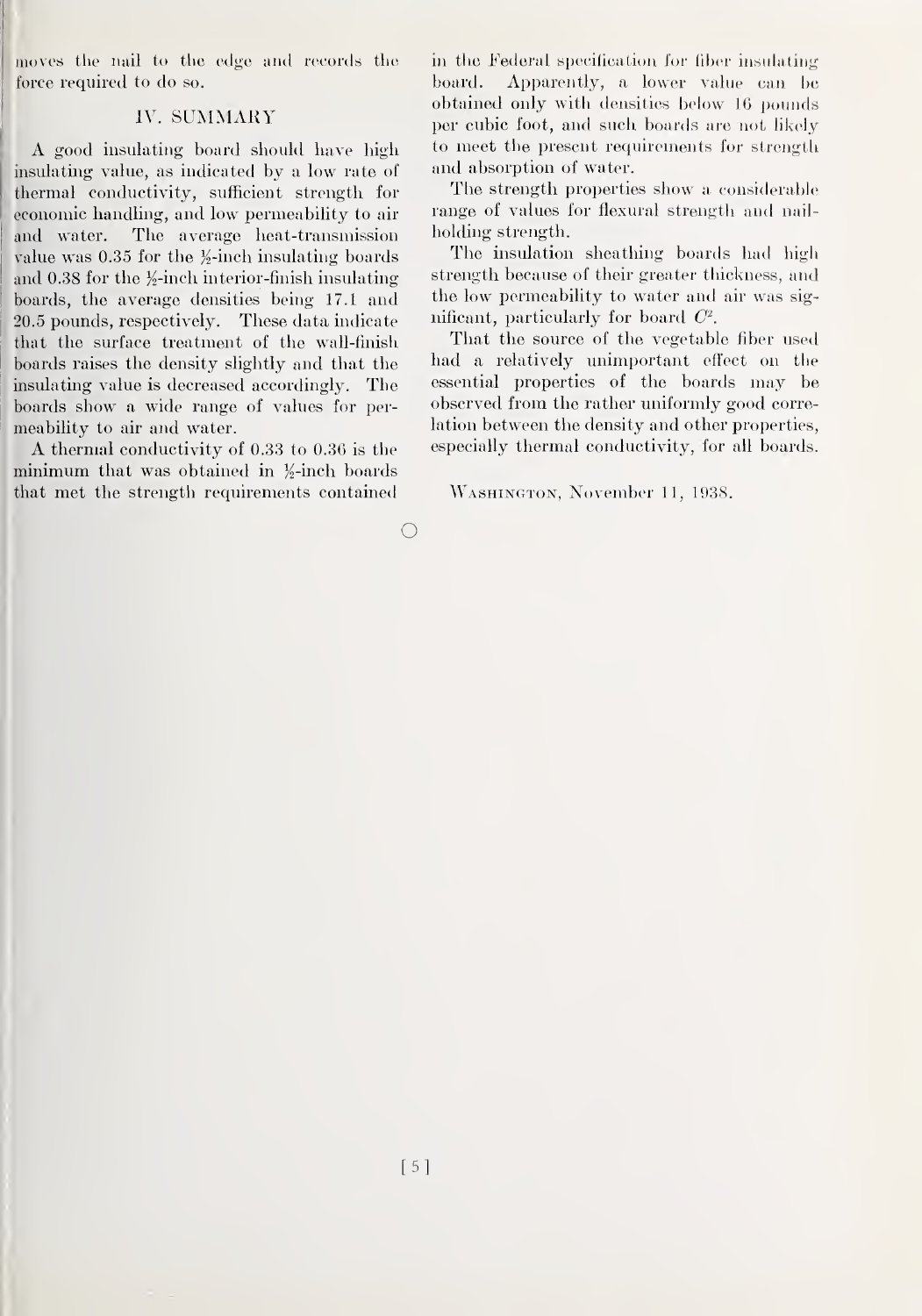moves the nail to the edge and records the force required to do so.

## IV. SUMMARY

A good insulating board should have high insulating value, as indicated by a low rate of thermal conductivity, sufficient strength for economic handling, and low permeability to air and water. The average heat-transmission value was 0.35 for the ½-inch insulating boards and 0.38 for the ½-inch interior-finish insulating boards, the average densities being 17.1 and 20.5 pounds, respectively. These data indicate that the surface treatment of the wall-finish boards raises the density slightly and that the insulating value is decreased accordingly. The boards show a wide range of values for permeability to air and water.

A thermal conductivity of 0.33 to 0.36 is the minimum that was obtained in ½-inch boards that met the strength requirements contained in the Federal specification for fiber insulating board. Apparently, a lower value can be obtained only with densities below 16 pounds per cubic foot, and such boards are not likely to meet the present requirements for strength and absorption of water.

The strength properties show a considerable range of values for flexural strength and nail-holding strength.

The insulation sheathing boards had high strength because of their greater thickness, and the low permeability to water and air was significant, particularly for board $C^2$.

That the source of the vegetable fiber used had a relatively unimportant effect on the essential properties of the boards may be observed from the rather uniformly good correlation between the density and other properties, especially thermal conductivity, for all boards.

Washington, November 11, 1938.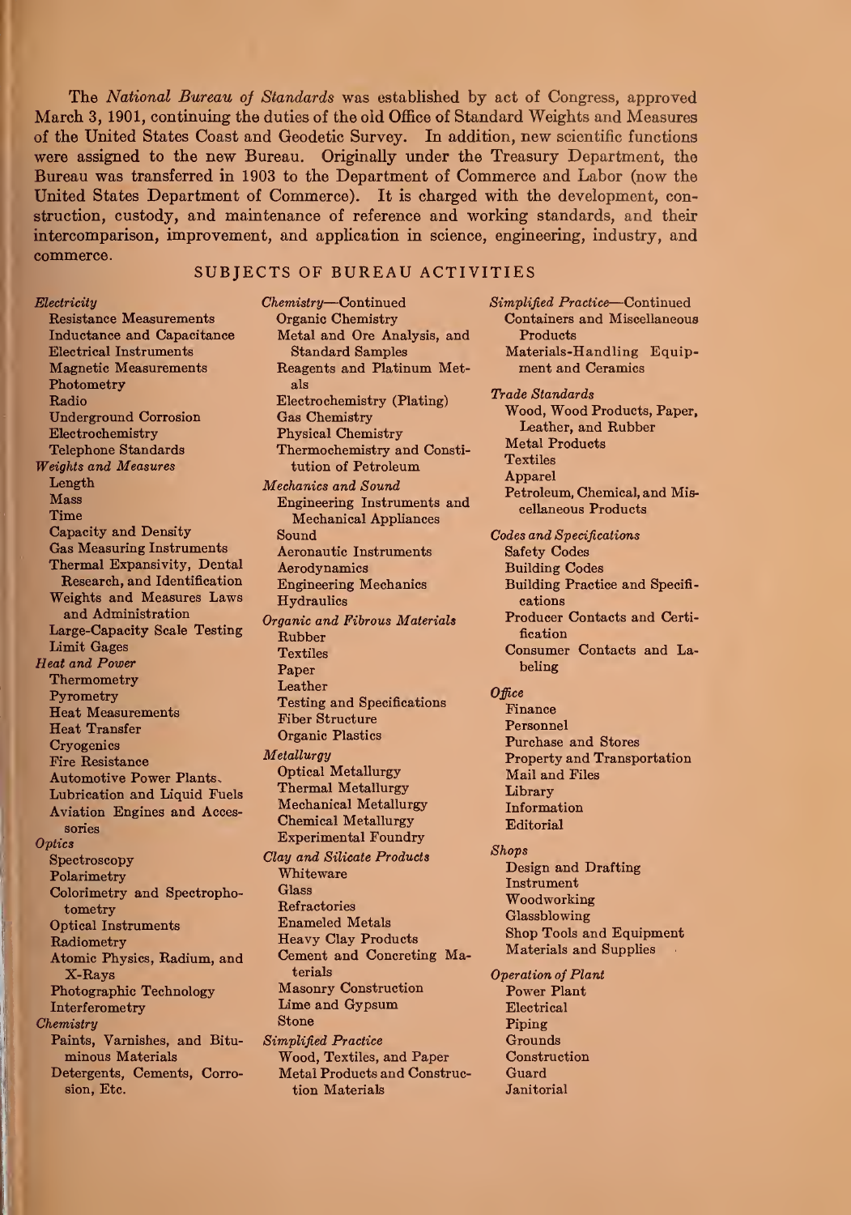The *National Bureau of Standards* was established by act of Congress, approved March 3, 1901, continuing the duties of the old Office of Standard Weights and Measures of the United States Coast and Geodetic Survey. In addition, new scientific functions were assigned to the new Bureau. Originally under the Treasury Department, the Bureau was transferred in 1903 to the Department of Commerce and Labor (now the United States Department of Commerce). It is charged with the development, construction, custody, and maintenance of reference and working standards, and their intercomparison, improvement, and application in science, engineering, industry, and commerce.

## SUBJECTS OF BUREAU ACTIVITIES

*Electricity*
- Resistance Measurements
- Inductance and Capacitance
- Electrical Instruments
- Magnetic Measurements
- Photometry
- Radio
- Underground Corrosion
- Electrochemistry
- Telephone Standards

*Weights and Measures*
- Length
- Mass
- Time
- Capacity and Density
- Gas Measuring Instruments
- Thermal Expansivity, Dental Research, and Identification
- Weights and Measures Laws and Administration
- Large-Capacity Scale Testing
- Limit Gages

*Heat and Power*
- Thermometry
- Pyrometry
- Heat Measurements
- Heat Transfer
- Cryogenics
- Fire Resistance
- Automotive Power Plants
- Lubrication and Liquid Fuels
- Aviation Engines and Accessories

*Optics*
- Spectroscopy
- Polarimetry
- Colorimetry and Spectrophotometry
- Optical Instruments
- Radiometry
- Atomic Physics, Radium, and X-Rays
- Photographic Technology
- Interferometry

*Chemistry*
- Paints, Varnishes, and Bituminous Materials
- Detergents, Cements, Corrosion, Etc.
- Organic Chemistry
- Metal and Ore Analysis, and Standard Samples
- Reagents and Platinum Metals
- Electrochemistry (Plating)
- Gas Chemistry
- Physical Chemistry
- Thermochemistry and Constitution of Petroleum

*Mechanics and Sound*
- Engineering Instruments and Mechanical Appliances
- Sound
- Aeronautic Instruments
- Aerodynamics
- Engineering Mechanics
- Hydraulics

*Organic and Fibrous Materials*
- Rubber
- Textiles
- Paper
- Leather
- Testing and Specifications
- Fiber Structure
- Organic Plastics

*Metallurgy*
- Optical Metallurgy
- Thermal Metallurgy
- Mechanical Metallurgy
- Chemical Metallurgy
- Experimental Foundry

*Clay and Silicate Products*
- Whiteware
- Glass
- Refractories
- Enameled Metals
- Heavy Clay Products
- Cement and Concreting Materials
- Masonry Construction
- Lime and Gypsum
- Stone

*Simplified Practice*
- Wood, Textiles, and Paper
- Metal Products and Construction Materials
- Containers and Miscellaneous Products
- Materials-Handling Equipment and Ceramics

*Trade Standards*
- Wood, Wood Products, Paper, Leather, and Rubber
- Metal Products
- Textiles
- Apparel
- Petroleum, Chemical, and Miscellaneous Products

*Codes and Specifications*
- Safety Codes
- Building Codes
- Building Practice and Specifications
- Producer Contacts and Certification
- Consumer Contacts and Labeling

*Office*
- Finance
- Personnel
- Purchase and Stores
- Property and Transportation
- Mail and Files
- Library
- Information
- Editorial

*Shops*
- Design and Drafting
- Instrument
- Woodworking
- Glassblowing
- Shop Tools and Equipment
- Materials and Supplies

*Operation of Plant*
- Power Plant
- Electrical
- Piping
- Grounds
- Construction
- Guard
- Janitorial